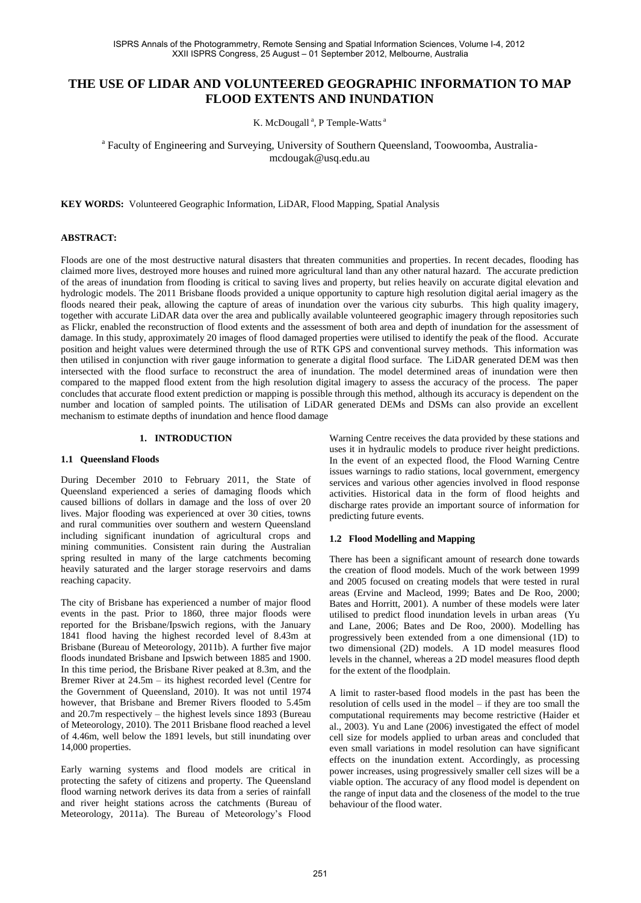# THE USE OF LIDAR AND VOLUNTEERED GEOGRAPHIC INFORMATION TO MAP FLOOD EXTENTS AND INUNDATION

K. McDougall [a], P Temple-Watts [a]

[a] Faculty of Engineering and Surveying, University of Southern Queensland, Toowoomba, Australia-mcdougak@usq.edu.au

**KEY WORDS:** Volunteered Geographic Information, LiDAR, Flood Mapping, Spatial Analysis

**ABSTRACT:**

Floods are one of the most destructive natural disasters that threaten communities and properties. In recent decades, flooding has claimed more lives, destroyed more houses and ruined more agricultural land than any other natural hazard. The accurate prediction of the areas of inundation from flooding is critical to saving lives and property, but relies heavily on accurate digital elevation and hydrologic models. The 2011 Brisbane floods provided a unique opportunity to capture high resolution digital aerial imagery as the floods neared their peak, allowing the capture of areas of inundation over the various city suburbs. This high quality imagery, together with accurate LiDAR data over the area and publically available volunteered geographic imagery through repositories such as Flickr, enabled the reconstruction of flood extents and the assessment of both area and depth of inundation for the assessment of damage. In this study, approximately 20 images of flood damaged properties were utilised to identify the peak of the flood. Accurate position and height values were determined through the use of RTK GPS and conventional survey methods. This information was then utilised in conjunction with river gauge information to generate a digital flood surface. The LiDAR generated DEM was then intersected with the flood surface to reconstruct the area of inundation. The model determined areas of inundation were then compared to the mapped flood extent from the high resolution digital imagery to assess the accuracy of the process. The paper concludes that accurate flood extent prediction or mapping is possible through this method, although its accuracy is dependent on the number and location of sampled points. The utilisation of LiDAR generated DEMs and DSMs can also provide an excellent mechanism to estimate depths of inundation and hence flood damage

## 1. INTRODUCTION

### 1.1 Queensland Floods

During December 2010 to February 2011, the State of Queensland experienced a series of damaging floods which caused billions of dollars in damage and the loss of over 20 lives. Major flooding was experienced at over 30 cities, towns and rural communities over southern and western Queensland including significant inundation of agricultural crops and mining communities. Consistent rain during the Australian spring resulted in many of the large catchments becoming heavily saturated and the larger storage reservoirs and dams reaching capacity.

The city of Brisbane has experienced a number of major flood events in the past. Prior to 1860, three major floods were reported for the Brisbane/Ipswich regions, with the January 1841 flood having the highest recorded level of 8.43m at Brisbane (Bureau of Meteorology, 2011b). A further five major floods inundated Brisbane and Ipswich between 1885 and 1900. In this time period, the Brisbane River peaked at 8.3m, and the Bremer River at 24.5m – its highest recorded level (Centre for the Government of Queensland, 2010). It was not until 1974 however, that Brisbane and Bremer Rivers flooded to 5.45m and 20.7m respectively – the highest levels since 1893 (Bureau of Meteorology, 2010). The 2011 Brisbane flood reached a level of 4.46m, well below the 1891 levels, but still inundating over 14,000 properties.

Early warning systems and flood models are critical in protecting the safety of citizens and property. The Queensland flood warning network derives its data from a series of rainfall and river height stations across the catchments (Bureau of Meteorology, 2011a). The Bureau of Meteorology's Flood Warning Centre receives the data provided by these stations and uses it in hydraulic models to produce river height predictions. In the event of an expected flood, the Flood Warning Centre issues warnings to radio stations, local government, emergency services and various other agencies involved in flood response activities. Historical data in the form of flood heights and discharge rates provide an important source of information for predicting future events.

### 1.2 Flood Modelling and Mapping

There has been a significant amount of research done towards the creation of flood models. Much of the work between 1999 and 2005 focused on creating models that were tested in rural areas (Ervine and Macleod, 1999; Bates and De Roo, 2000; Bates and Horritt, 2001). A number of these models were later utilised to predict flood inundation levels in urban areas (Yu and Lane, 2006; Bates and De Roo, 2000). Modelling has progressively been extended from a one dimensional (1D) to two dimensional (2D) models. A 1D model measures flood levels in the channel, whereas a 2D model measures flood depth for the extent of the floodplain.

A limit to raster-based flood models in the past has been the resolution of cells used in the model – if they are too small the computational requirements may become restrictive (Haider et al., 2003). Yu and Lane (2006) investigated the effect of model cell size for models applied to urban areas and concluded that even small variations in model resolution can have significant effects on the inundation extent. Accordingly, as processing power increases, using progressively smaller cell sizes will be a viable option. The accuracy of any flood model is dependent on the range of input data and the closeness of the model to the true behaviour of the flood water.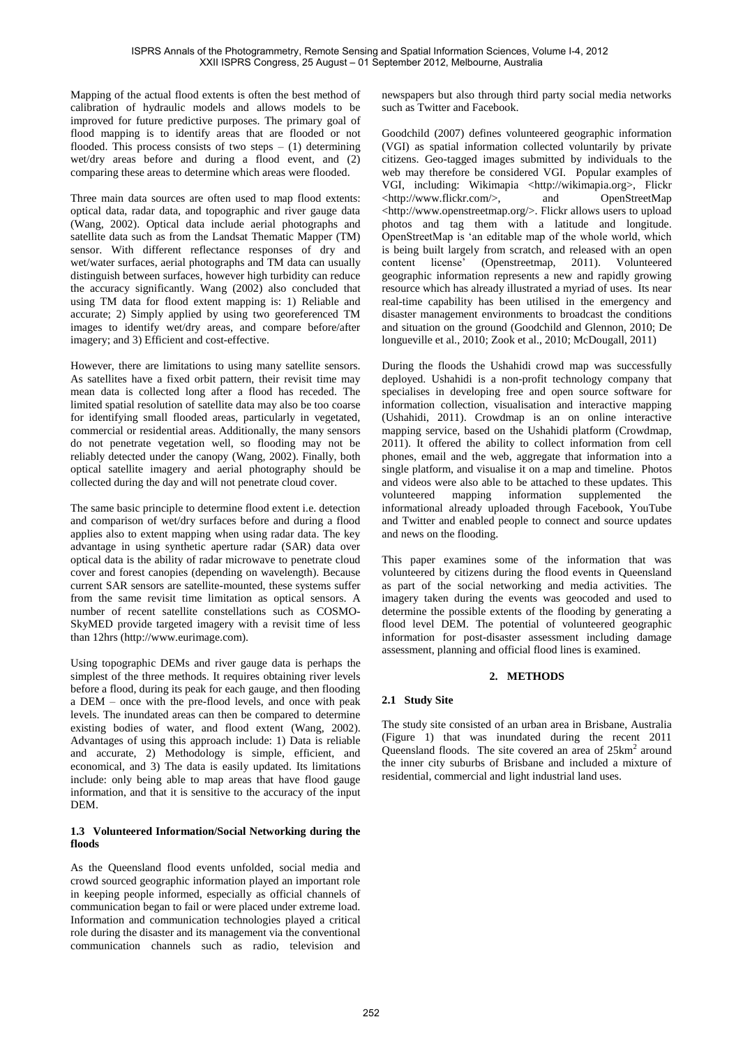Mapping of the actual flood extents is often the best method of calibration of hydraulic models and allows models to be improved for future predictive purposes. The primary goal of flood mapping is to identify areas that are flooded or not flooded. This process consists of two steps – (1) determining wet/dry areas before and during a flood event, and (2) comparing these areas to determine which areas were flooded.

Three main data sources are often used to map flood extents: optical data, radar data, and topographic and river gauge data (Wang, 2002). Optical data include aerial photographs and satellite data such as from the Landsat Thematic Mapper (TM) sensor. With different reflectance responses of dry and wet/water surfaces, aerial photographs and TM data can usually distinguish between surfaces, however high turbidity can reduce the accuracy significantly. Wang (2002) also concluded that using TM data for flood extent mapping is: 1) Reliable and accurate; 2) Simply applied by using two georeferenced TM images to identify wet/dry areas, and compare before/after imagery; and 3) Efficient and cost-effective.

However, there are limitations to using many satellite sensors. As satellites have a fixed orbit pattern, their revisit time may mean data is collected long after a flood has receded. The limited spatial resolution of satellite data may also be too coarse for identifying small flooded areas, particularly in vegetated, commercial or residential areas. Additionally, the many sensors do not penetrate vegetation well, so flooding may not be reliably detected under the canopy (Wang, 2002). Finally, both optical satellite imagery and aerial photography should be collected during the day and will not penetrate cloud cover.

The same basic principle to determine flood extent i.e. detection and comparison of wet/dry surfaces before and during a flood applies also to extent mapping when using radar data. The key advantage in using synthetic aperture radar (SAR) data over optical data is the ability of radar microwave to penetrate cloud cover and forest canopies (depending on wavelength). Because current SAR sensors are satellite-mounted, these systems suffer from the same revisit time limitation as optical sensors. A number of recent satellite constellations such as COSMO-SkyMED provide targeted imagery with a revisit time of less than 12hrs (http://www.eurimage.com).

Using topographic DEMs and river gauge data is perhaps the simplest of the three methods. It requires obtaining river levels before a flood, during its peak for each gauge, and then flooding a DEM – once with the pre-flood levels, and once with peak levels. The inundated areas can then be compared to determine existing bodies of water, and flood extent (Wang, 2002). Advantages of using this approach include: 1) Data is reliable and accurate, 2) Methodology is simple, efficient, and economical, and 3) The data is easily updated. Its limitations include: only being able to map areas that have flood gauge information, and that it is sensitive to the accuracy of the input DEM.

### 1.3 Volunteered Information/Social Networking during the floods

As the Queensland flood events unfolded, social media and crowd sourced geographic information played an important role in keeping people informed, especially as official channels of communication began to fail or were placed under extreme load. Information and communication technologies played a critical role during the disaster and its management via the conventional communication channels such as radio, television and newspapers but also through third party social media networks such as Twitter and Facebook.

Goodchild (2007) defines volunteered geographic information (VGI) as spatial information collected voluntarily by private citizens. Geo-tagged images submitted by individuals to the web may therefore be considered VGI. Popular examples of VGI, including: Wikimapia <http://wikimapia.org>, Flickr <http://www.flickr.com/>, and OpenStreetMap <http://www.openstreetmap.org/>. Flickr allows users to upload photos and tag them with a latitude and longitude. OpenStreetMap is 'an editable map of the whole world, which is being built largely from scratch, and released with an open content license' (Openstreetmap, 2011). Volunteered geographic information represents a new and rapidly growing resource which has already illustrated a myriad of uses. Its near real-time capability has been utilised in the emergency and disaster management environments to broadcast the conditions and situation on the ground (Goodchild and Glennon, 2010; De longueville et al., 2010; Zook et al., 2010; McDougall, 2011)

During the floods the Ushahidi crowd map was successfully deployed. Ushahidi is a non-profit technology company that specialises in developing free and open source software for information collection, visualisation and interactive mapping (Ushahidi, 2011). Crowdmap is an on online interactive mapping service, based on the Ushahidi platform (Crowdmap, 2011). It offered the ability to collect information from cell phones, email and the web, aggregate that information into a single platform, and visualise it on a map and timeline. Photos and videos were also able to be attached to these updates. This volunteered mapping information supplemented the informational already uploaded through Facebook, YouTube and Twitter and enabled people to connect and source updates and news on the flooding.

This paper examines some of the information that was volunteered by citizens during the flood events in Queensland as part of the social networking and media activities. The imagery taken during the events was geocoded and used to determine the possible extents of the flooding by generating a flood level DEM. The potential of volunteered geographic information for post-disaster assessment including damage assessment, planning and official flood lines is examined.

## 2. METHODS

### 2.1 Study Site

The study site consisted of an urban area in Brisbane, Australia (Figure 1) that was inundated during the recent 2011 Queensland floods. The site covered an area of 25km$^2$ around the inner city suburbs of Brisbane and included a mixture of residential, commercial and light industrial land uses.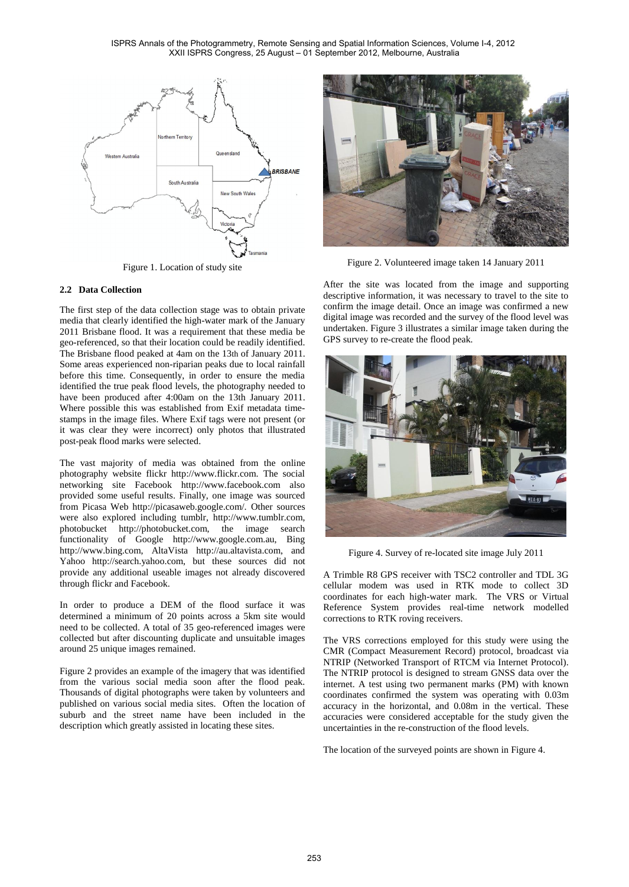Figure 1. Location of study site

Figure 2. Volunteered image taken 14 January 2011

### 2.2 Data Collection

The first step of the data collection stage was to obtain private media that clearly identified the high-water mark of the January 2011 Brisbane flood. It was a requirement that these media be geo-referenced, so that their location could be readily identified. The Brisbane flood peaked at 4am on the 13th of January 2011. Some areas experienced non-riparian peaks due to local rainfall before this time. Consequently, in order to ensure the media identified the true peak flood levels, the photography needed to have been produced after 4:00am on the 13th January 2011. Where possible this was established from Exif metadata time-stamps in the image files. Where Exif tags were not present (or it was clear they were incorrect) only photos that illustrated post-peak flood marks were selected.

The vast majority of media was obtained from the online photography website flickr http://www.flickr.com. The social networking site Facebook http://www.facebook.com also provided some useful results. Finally, one image was sourced from Picasa Web http://picasaweb.google.com/. Other sources were also explored including tumblr, http://www.tumblr.com, photobucket http://photobucket.com, the image search functionality of Google http://www.google.com.au, Bing http://www.bing.com, AltaVista http://au.altavista.com, and Yahoo http://search.yahoo.com, but these sources did not provide any additional useable images not already discovered through flickr and Facebook.

In order to produce a DEM of the flood surface it was determined a minimum of 20 points across a 5km site would need to be collected. A total of 35 geo-referenced images were collected but after discounting duplicate and unsuitable images around 25 unique images remained.

Figure 2 provides an example of the imagery that was identified from the various social media soon after the flood peak. Thousands of digital photographs were taken by volunteers and published on various social media sites. Often the location of suburb and the street name have been included in the description which greatly assisted in locating these sites.

After the site was located from the image and supporting descriptive information, it was necessary to travel to the site to confirm the image detail. Once an image was confirmed a new digital image was recorded and the survey of the flood level was undertaken. Figure 3 illustrates a similar image taken during the GPS survey to re-create the flood peak.

Figure 4. Survey of re-located site image July 2011

A Trimble R8 GPS receiver with TSC2 controller and TDL 3G cellular modem was used in RTK mode to collect 3D coordinates for each high-water mark. The VRS or Virtual Reference System provides real-time network modelled corrections to RTK roving receivers.

The VRS corrections employed for this study were using the CMR (Compact Measurement Record) protocol, broadcast via NTRIP (Networked Transport of RTCM via Internet Protocol). The NTRIP protocol is designed to stream GNSS data over the internet. A test using two permanent marks (PM) with known coordinates confirmed the system was operating with 0.03m accuracy in the horizontal, and 0.08m in the vertical. These accuracies were considered acceptable for the study given the uncertainties in the re-construction of the flood levels.

The location of the surveyed points are shown in Figure 4.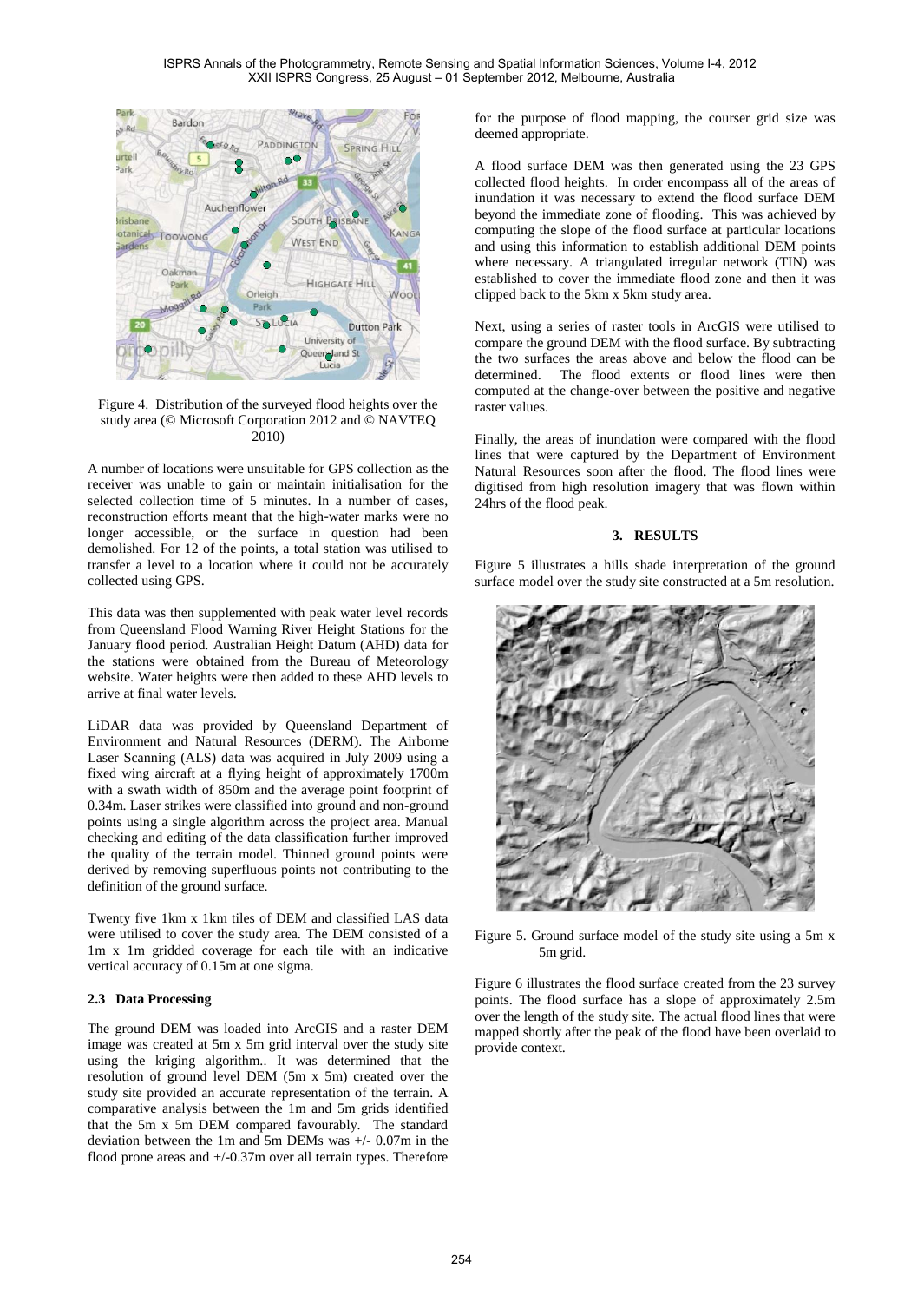Figure 4. Distribution of the surveyed flood heights over the study area (© Microsoft Corporation 2012 and © NAVTEQ 2010)

A number of locations were unsuitable for GPS collection as the receiver was unable to gain or maintain initialisation for the selected collection time of 5 minutes. In a number of cases, reconstruction efforts meant that the high-water marks were no longer accessible, or the surface in question had been demolished. For 12 of the points, a total station was utilised to transfer a level to a location where it could not be accurately collected using GPS.

This data was then supplemented with peak water level records from Queensland Flood Warning River Height Stations for the January flood period. Australian Height Datum (AHD) data for the stations were obtained from the Bureau of Meteorology website. Water heights were then added to these AHD levels to arrive at final water levels.

LiDAR data was provided by Queensland Department of Environment and Natural Resources (DERM). The Airborne Laser Scanning (ALS) data was acquired in July 2009 using a fixed wing aircraft at a flying height of approximately 1700m with a swath width of 850m and the average point footprint of 0.34m. Laser strikes were classified into ground and non-ground points using a single algorithm across the project area. Manual checking and editing of the data classification further improved the quality of the terrain model. Thinned ground points were derived by removing superfluous points not contributing to the definition of the ground surface.

Twenty five 1km x 1km tiles of DEM and classified LAS data were utilised to cover the study area. The DEM consisted of a 1m x 1m gridded coverage for each tile with an indicative vertical accuracy of 0.15m at one sigma.

### 2.3 Data Processing

The ground DEM was loaded into ArcGIS and a raster DEM image was created at 5m x 5m grid interval over the study site using the kriging algorithm.. It was determined that the resolution of ground level DEM (5m x 5m) created over the study site provided an accurate representation of the terrain. A comparative analysis between the 1m and 5m grids identified that the 5m x 5m DEM compared favourably. The standard deviation between the 1m and 5m DEMs was +/- 0.07m in the flood prone areas and +/-0.37m over all terrain types. Therefore for the purpose of flood mapping, the courser grid size was deemed appropriate.

A flood surface DEM was then generated using the 23 GPS collected flood heights. In order encompass all of the areas of inundation it was necessary to extend the flood surface DEM beyond the immediate zone of flooding. This was achieved by computing the slope of the flood surface at particular locations and using this information to establish additional DEM points where necessary. A triangulated irregular network (TIN) was established to cover the immediate flood zone and then it was clipped back to the 5km x 5km study area.

Next, using a series of raster tools in ArcGIS were utilised to compare the ground DEM with the flood surface. By subtracting the two surfaces the areas above and below the flood can be determined. The flood extents or flood lines were then computed at the change-over between the positive and negative raster values.

Finally, the areas of inundation were compared with the flood lines that were captured by the Department of Environment Natural Resources soon after the flood. The flood lines were digitised from high resolution imagery that was flown within 24hrs of the flood peak.

## 3. RESULTS

Figure 5 illustrates a hills shade interpretation of the ground surface model over the study site constructed at a 5m resolution.

Figure 5. Ground surface model of the study site using a 5m x 5m grid.

Figure 6 illustrates the flood surface created from the 23 survey points. The flood surface has a slope of approximately 2.5m over the length of the study site. The actual flood lines that were mapped shortly after the peak of the flood have been overlaid to provide context.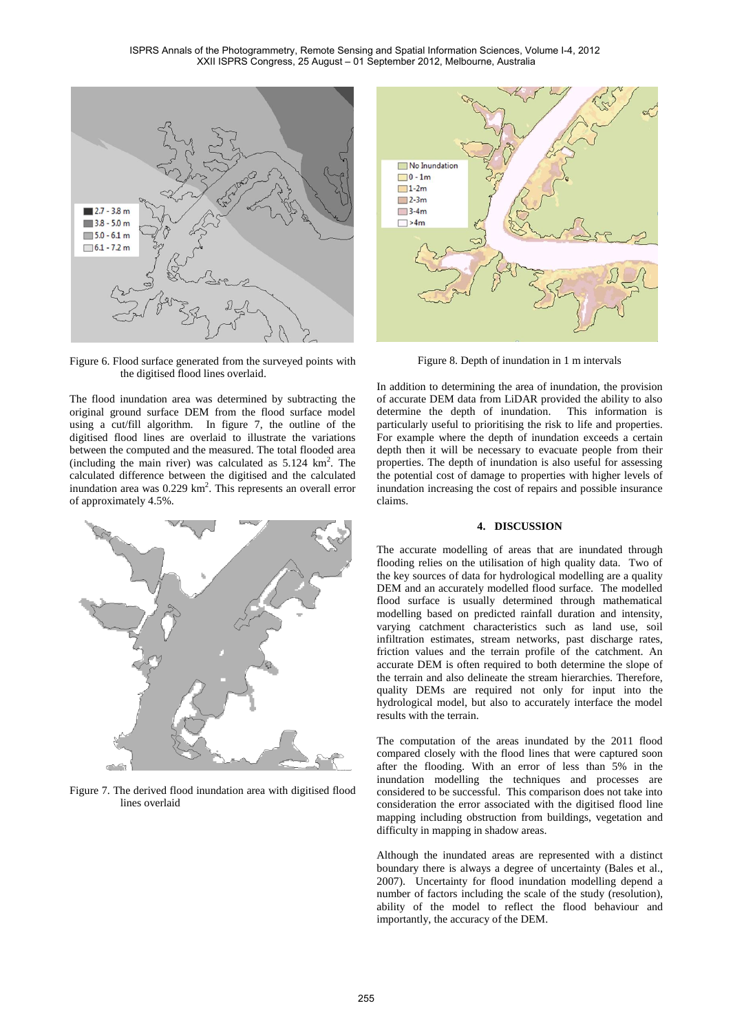Figure 6. Flood surface generated from the surveyed points with the digitised flood lines overlaid.

The flood inundation area was determined by subtracting the original ground surface DEM from the flood surface model using a cut/fill algorithm. In figure 7, the outline of the digitised flood lines are overlaid to illustrate the variations between the computed and the measured. The total flooded area (including the main river) was calculated as 5.124 km$^2$. The calculated difference between the digitised and the calculated inundation area was 0.229 km$^2$. This represents an overall error of approximately 4.5%.

Figure 7. The derived flood inundation area with digitised flood lines overlaid

Figure 8. Depth of inundation in 1 m intervals

In addition to determining the area of inundation, the provision of accurate DEM data from LiDAR provided the ability to also determine the depth of inundation. This information is particularly useful to prioritising the risk to life and properties. For example where the depth of inundation exceeds a certain depth then it will be necessary to evacuate people from their properties. The depth of inundation is also useful for assessing the potential cost of damage to properties with higher levels of inundation increasing the cost of repairs and possible insurance claims.

## 4. DISCUSSION

The accurate modelling of areas that are inundated through flooding relies on the utilisation of high quality data. Two of the key sources of data for hydrological modelling are a quality DEM and an accurately modelled flood surface. The modelled flood surface is usually determined through mathematical modelling based on predicted rainfall duration and intensity, varying catchment characteristics such as land use, soil infiltration estimates, stream networks, past discharge rates, friction values and the terrain profile of the catchment. An accurate DEM is often required to both determine the slope of the terrain and also delineate the stream hierarchies. Therefore, quality DEMs are required not only for input into the hydrological model, but also to accurately interface the model results with the terrain.

The computation of the areas inundated by the 2011 flood compared closely with the flood lines that were captured soon after the flooding. With an error of less than 5% in the inundation modelling the techniques and processes are considered to be successful. This comparison does not take into consideration the error associated with the digitised flood line mapping including obstruction from buildings, vegetation and difficulty in mapping in shadow areas.

Although the inundated areas are represented with a distinct boundary there is always a degree of uncertainty (Bales et al., 2007). Uncertainty for flood inundation modelling depend a number of factors including the scale of the study (resolution), ability of the model to reflect the flood behaviour and importantly, the accuracy of the DEM.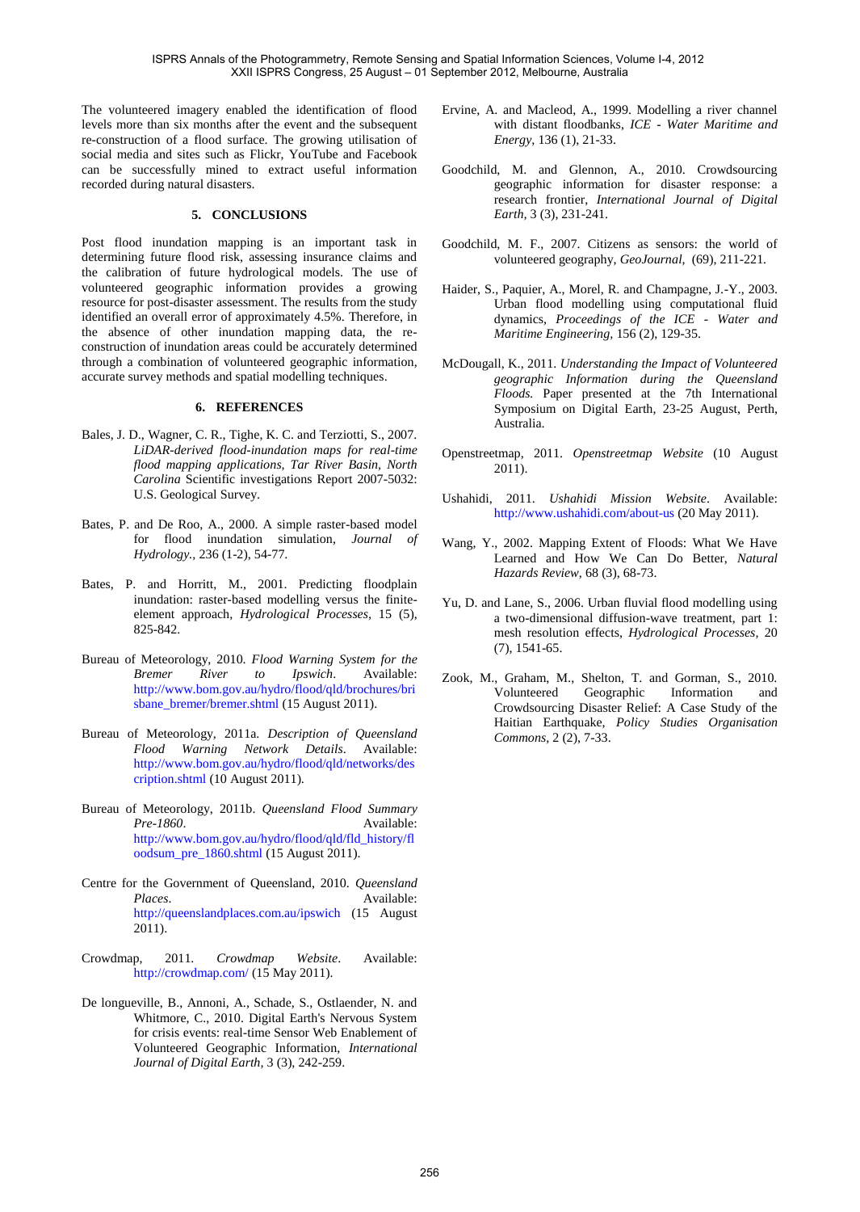The volunteered imagery enabled the identification of flood levels more than six months after the event and the subsequent re-construction of a flood surface. The growing utilisation of social media and sites such as Flickr, YouTube and Facebook can be successfully mined to extract useful information recorded during natural disasters.

## 5. CONCLUSIONS

Post flood inundation mapping is an important task in determining future flood risk, assessing insurance claims and the calibration of future hydrological models. The use of volunteered geographic information provides a growing resource for post-disaster assessment. The results from the study identified an overall error of approximately 4.5%. Therefore, in the absence of other inundation mapping data, the re-construction of inundation areas could be accurately determined through a combination of volunteered geographic information, accurate survey methods and spatial modelling techniques.

## 6. REFERENCES

Bales, J. D., Wagner, C. R., Tighe, K. C. and Terziotti, S., 2007. *LiDAR-derived flood-inundation maps for real-time flood mapping applications, Tar River Basin, North Carolina* Scientific investigations Report 2007-5032: U.S. Geological Survey.

Bates, P. and De Roo, A., 2000. A simple raster-based model for flood inundation simulation, *Journal of Hydrology.*, 236 (1-2), 54-77.

Bates, P. and Horritt, M., 2001. Predicting floodplain inundation: raster-based modelling versus the finite-element approach, *Hydrological Processes,* 15 (5), 825-842.

Bureau of Meteorology, 2010. *Flood Warning System for the Bremer River to Ipswich*. Available: http://www.bom.gov.au/hydro/flood/qld/brochures/brisbane_bremer/bremer.shtml (15 August 2011).

Bureau of Meteorology, 2011a. *Description of Queensland Flood Warning Network Details*. Available: http://www.bom.gov.au/hydro/flood/qld/networks/description.shtml (10 August 2011).

Bureau of Meteorology, 2011b. *Queensland Flood Summary Pre-1860*. Available: http://www.bom.gov.au/hydro/flood/qld/fld_history/floodsum_pre_1860.shtml (15 August 2011).

Centre for the Government of Queensland, 2010. *Queensland Places*. Available: http://queenslandplaces.com.au/ipswich (15 August 2011).

Crowdmap, 2011. *Crowdmap Website*. Available: http://crowdmap.com/ (15 May 2011).

De longueville, B., Annoni, A., Schade, S., Ostlaender, N. and Whitmore, C., 2010. Digital Earth's Nervous System for crisis events: real-time Sensor Web Enablement of Volunteered Geographic Information, *International Journal of Digital Earth,* 3 (3), 242-259.

Ervine, A. and Macleod, A., 1999. Modelling a river channel with distant floodbanks, *ICE - Water Maritime and Energy,* 136 (1), 21-33.

Goodchild, M. and Glennon, A., 2010. Crowdsourcing geographic information for disaster response: a research frontier, *International Journal of Digital Earth,* 3 (3), 231-241.

Goodchild, M. F., 2007. Citizens as sensors: the world of volunteered geography, *GeoJournal,* (69), 211-221.

Haider, S., Paquier, A., Morel, R. and Champagne, J.-Y., 2003. Urban flood modelling using computational fluid dynamics, *Proceedings of the ICE - Water and Maritime Engineering,* 156 (2), 129-35.

McDougall, K., 2011. *Understanding the Impact of Volunteered geographic Information during the Queensland Floods.* Paper presented at the 7th International Symposium on Digital Earth, 23-25 August, Perth, Australia.

Openstreetmap, 2011. *Openstreetmap Website* (10 August 2011).

Ushahidi, 2011. *Ushahidi Mission Website*. Available: http://www.ushahidi.com/about-us (20 May 2011).

Wang, Y., 2002. Mapping Extent of Floods: What We Have Learned and How We Can Do Better, *Natural Hazards Review,* 68 (3), 68-73.

Yu, D. and Lane, S., 2006. Urban fluvial flood modelling using a two-dimensional diffusion-wave treatment, part 1: mesh resolution effects, *Hydrological Processes,* 20 (7), 1541-65.

Zook, M., Graham, M., Shelton, T. and Gorman, S., 2010. Volunteered Geographic Information and Crowdsourcing Disaster Relief: A Case Study of the Haitian Earthquake, *Policy Studies Organisation Commons,* 2 (2), 7-33.